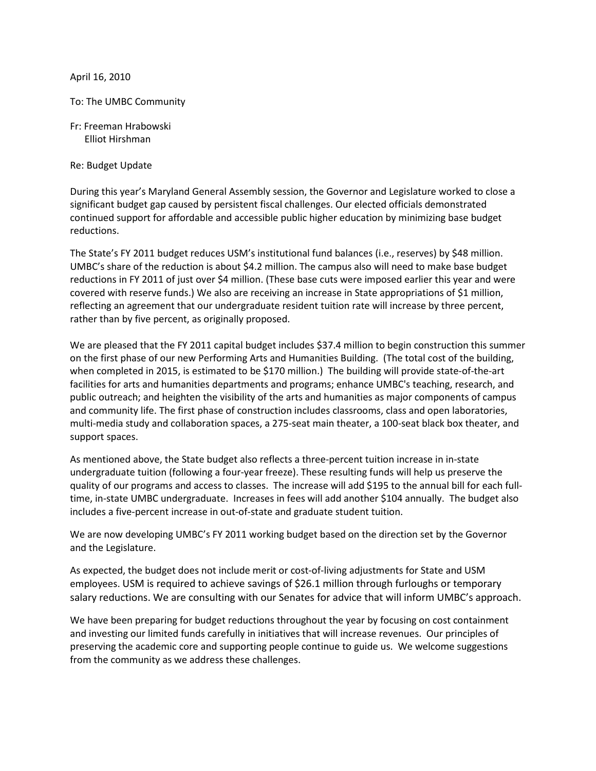April 16, 2010

To: The UMBC Community

Fr: Freeman Hrabowski
Elliot Hirshman

Re: Budget Update

During this year's Maryland General Assembly session, the Governor and Legislature worked to close a significant budget gap caused by persistent fiscal challenges. Our elected officials demonstrated continued support for affordable and accessible public higher education by minimizing base budget reductions.

The State's FY 2011 budget reduces USM's institutional fund balances (i.e., reserves) by $48 million. UMBC's share of the reduction is about $4.2 million. The campus also will need to make base budget reductions in FY 2011 of just over $4 million. (These base cuts were imposed earlier this year and were covered with reserve funds.) We also are receiving an increase in State appropriations of $1 million, reflecting an agreement that our undergraduate resident tuition rate will increase by three percent, rather than by five percent, as originally proposed.

We are pleased that the FY 2011 capital budget includes $37.4 million to begin construction this summer on the first phase of our new Performing Arts and Humanities Building. (The total cost of the building, when completed in 2015, is estimated to be $170 million.) The building will provide state-of-the-art facilities for arts and humanities departments and programs; enhance UMBC's teaching, research, and public outreach; and heighten the visibility of the arts and humanities as major components of campus and community life. The first phase of construction includes classrooms, class and open laboratories, multi-media study and collaboration spaces, a 275-seat main theater, a 100-seat black box theater, and support spaces.

As mentioned above, the State budget also reflects a three-percent tuition increase in in-state undergraduate tuition (following a four-year freeze). These resulting funds will help us preserve the quality of our programs and access to classes. The increase will add $195 to the annual bill for each full-time, in-state UMBC undergraduate. Increases in fees will add another $104 annually. The budget also includes a five-percent increase in out-of-state and graduate student tuition.

We are now developing UMBC's FY 2011 working budget based on the direction set by the Governor and the Legislature.

As expected, the budget does not include merit or cost-of-living adjustments for State and USM employees. USM is required to achieve savings of $26.1 million through furloughs or temporary salary reductions. We are consulting with our Senates for advice that will inform UMBC's approach.

We have been preparing for budget reductions throughout the year by focusing on cost containment and investing our limited funds carefully in initiatives that will increase revenues. Our principles of preserving the academic core and supporting people continue to guide us. We welcome suggestions from the community as we address these challenges.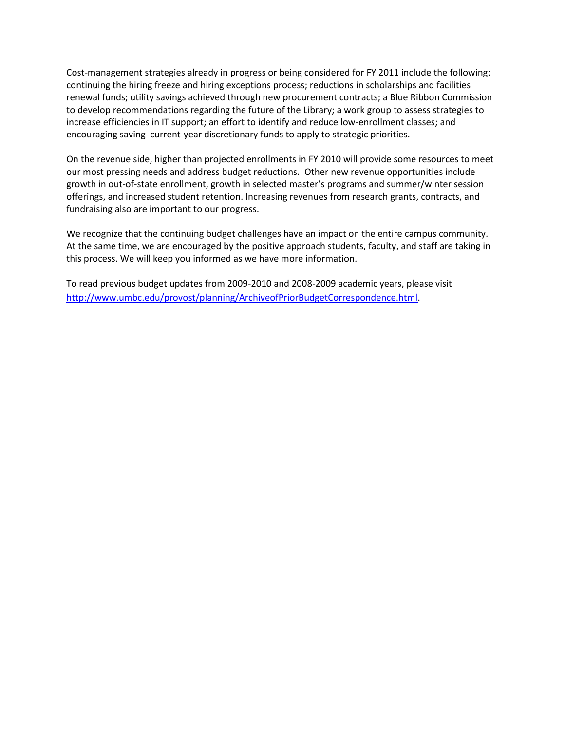Cost-management strategies already in progress or being considered for FY 2011 include the following: continuing the hiring freeze and hiring exceptions process; reductions in scholarships and facilities renewal funds; utility savings achieved through new procurement contracts; a Blue Ribbon Commission to develop recommendations regarding the future of the Library; a work group to assess strategies to increase efficiencies in IT support; an effort to identify and reduce low-enrollment classes; and encouraging saving current-year discretionary funds to apply to strategic priorities.

On the revenue side, higher than projected enrollments in FY 2010 will provide some resources to meet our most pressing needs and address budget reductions. Other new revenue opportunities include growth in out-of-state enrollment, growth in selected master's programs and summer/winter session offerings, and increased student retention. Increasing revenues from research grants, contracts, and fundraising also are important to our progress.

We recognize that the continuing budget challenges have an impact on the entire campus community. At the same time, we are encouraged by the positive approach students, faculty, and staff are taking in this process. We will keep you informed as we have more information.

To read previous budget updates from 2009-2010 and 2008-2009 academic years, please visit [http://www.umbc.edu/provost/planning/ArchiveofPriorBudgetCorrespondence.html](http://www.umbc.edu/provost/planning/ArchiveofPriorBudgetCorrespondence.html).